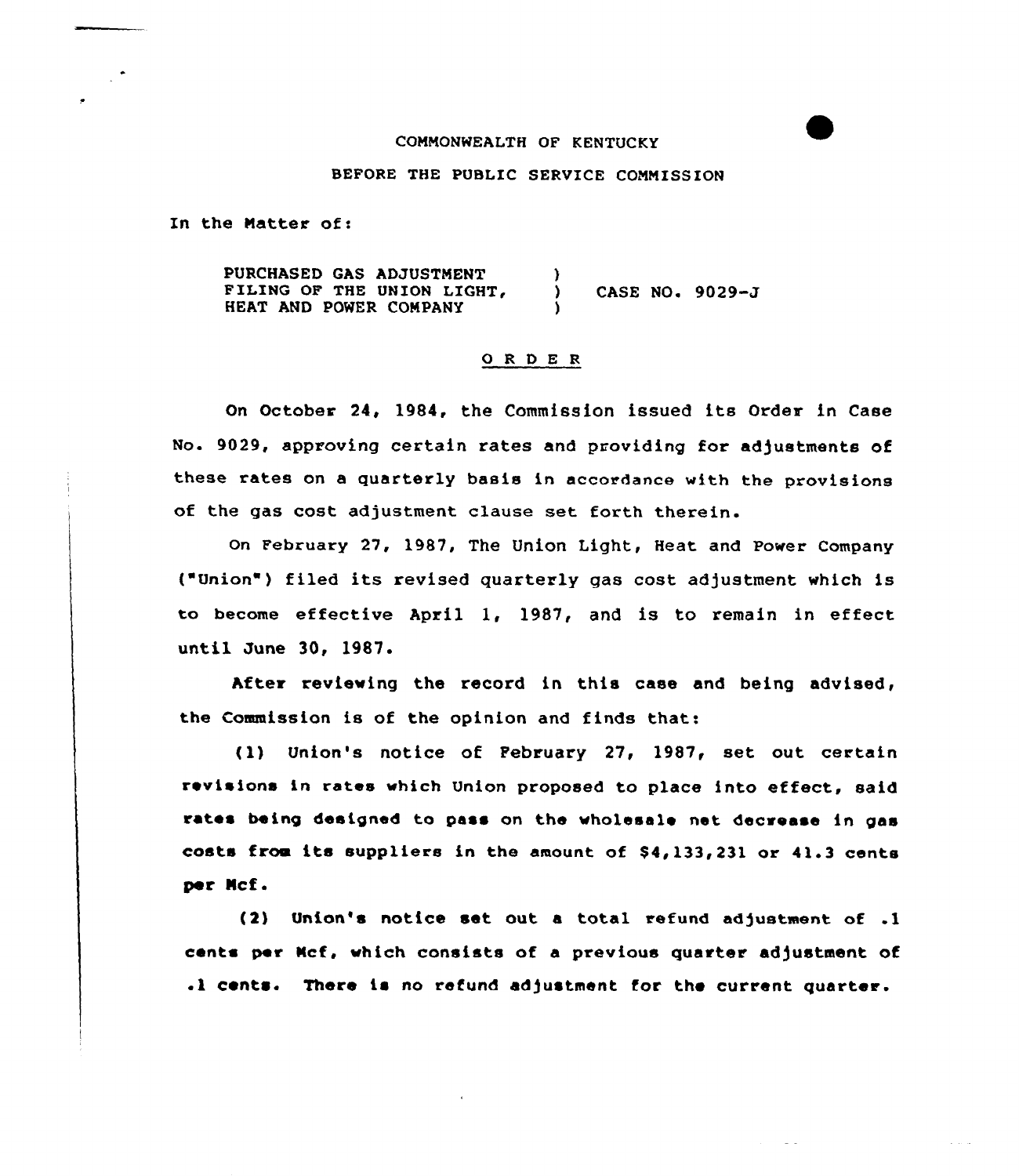COMMONWEALTH OF KENTUCKY

BEFORE THE PUBLIC SERVICE COMMISSION

In the Matter of:

| | | |
|---|---|---|
| PURCHASED GAS ADJUSTMENT FILING OF THE UNION LIGHT, HEAT AND POWER COMPANY | ) ) ) | CASE NO. 9029-J |

## O R D E R

On October 24, 1984, the Commission issued its Order in Case No. 9029, approving certain rates and providing for adjustments of these rates on a quarterly basis in accordance with the provisions of the gas cost adjustment clause set forth therein.

On February 27, 1987, The Union Light, Heat and Power Company ("Union") filed its revised quarterly gas cost adjustment which is to become effective April 1, 1987, and is to remain in effect until June 30, 1987.

After reviewing the record in this case and being advised, the Commission is of the opinion and finds that:

(1) Union's notice of February 27, 1987, set out certain revisions in rates which Union proposed to place into effect, said rates being designed to pass on the wholesale net decrease in gas costs from its suppliers in the amount of $4,133,231 or 41.3 cents per Mcf.

(2) Union's notice set out a total refund adjustment of .1 cents per Mcf, which consists of a previous quarter adjustment of .1 cents. There is no refund adjustment for the current quarter.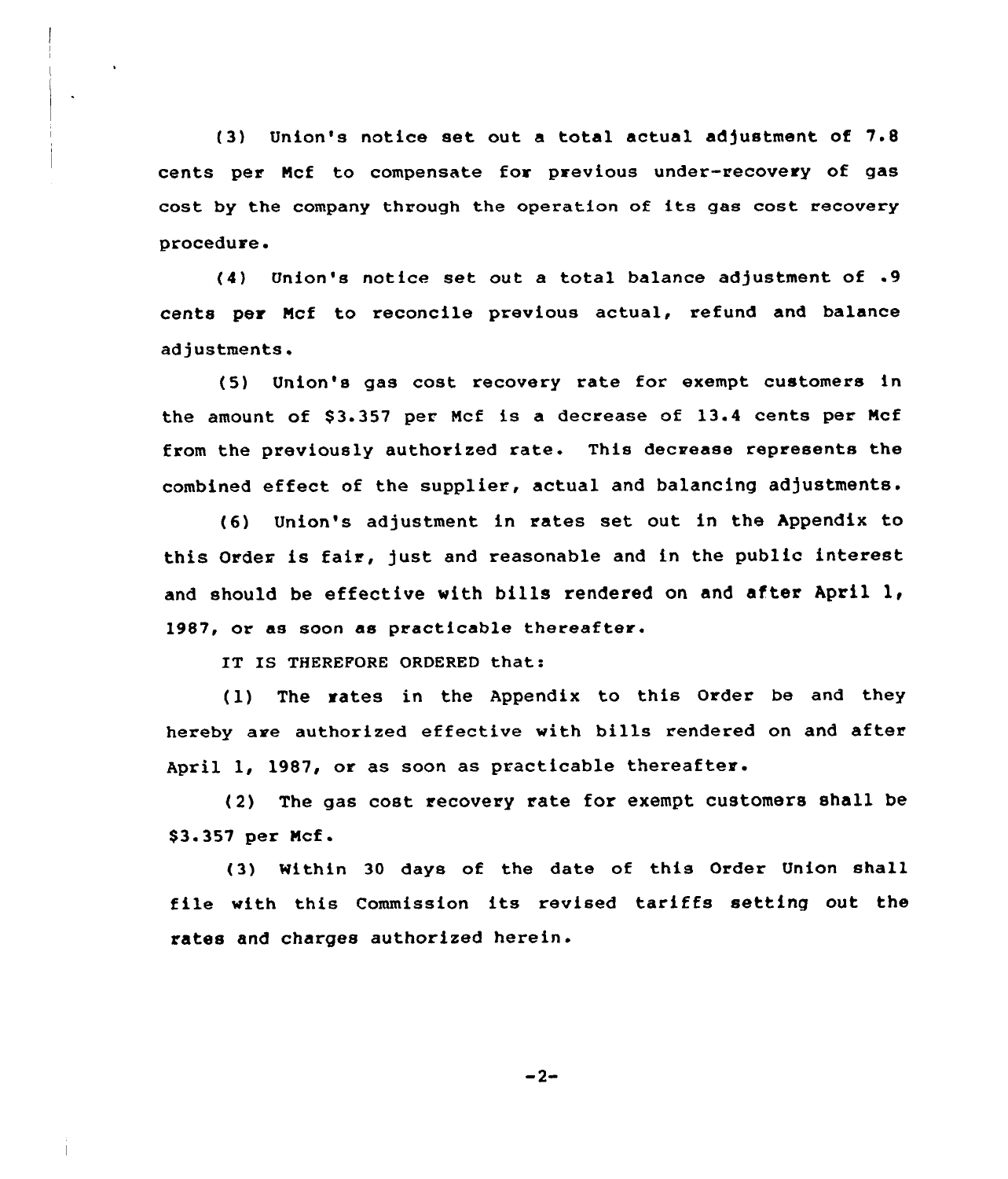(3) Union's notice set out a total actual adjustment of 7.8 cents per Mcf to compensate for previous under-recovery of gas cost by the company through the operation of its gas cost recovery procedure.

(4) Union's notice set out a total balance adjustment of .9 cents per Mcf to reconcile previous actual, refund and balance adjustments.

(5) Union's gas cost recovery rate for exempt customers in the amount of $3.357 per Mcf is a decrease of 13.4 cents per Mcf from the previously authorized rate. This decrease represents the combined effect of the supplier, actual and balancing adjustments.

(6) Union's adjustment in rates set out in the Appendix to this Order is fair, just and reasonable and in the public interest and should be effective with bills rendered on and after April 1, 1987, or as soon as practicable thereafter.

IT IS THEREFORE ORDERED that:

(1) The rates in the Appendix to this Order be and they hereby are authorized effective with bills rendered on and after April 1, 1987, or as soon as practicable thereafter.

(2) The gas cost recovery rate for exempt customers shall be $3.357 per Mcf.

(3) Within 30 days of the date of this Order Union shall file with this Commission its revised tariffs setting out the rates and charges authorized herein.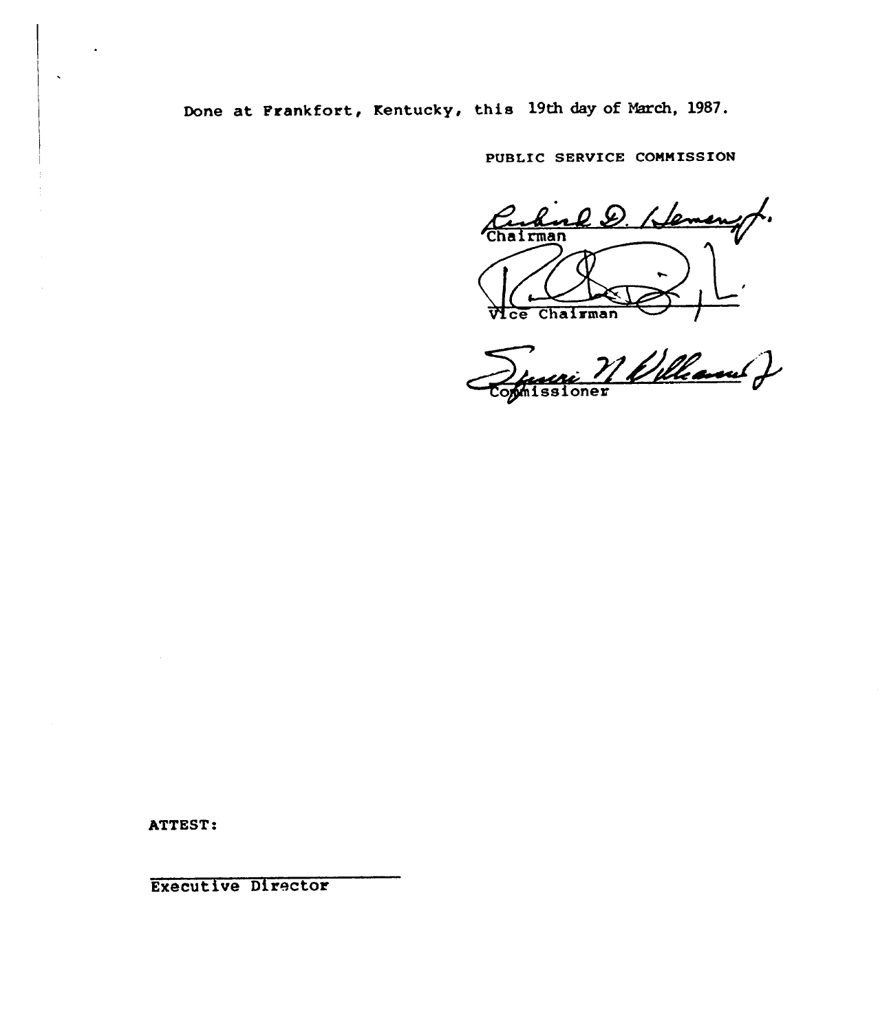Done at Frankfort, Kentucky, this 19th day of March, 1987.

PUBLIC SERVICE COMMISSION

Chairman

Vice Chairman

Commissioner

ATTEST:

Executive Director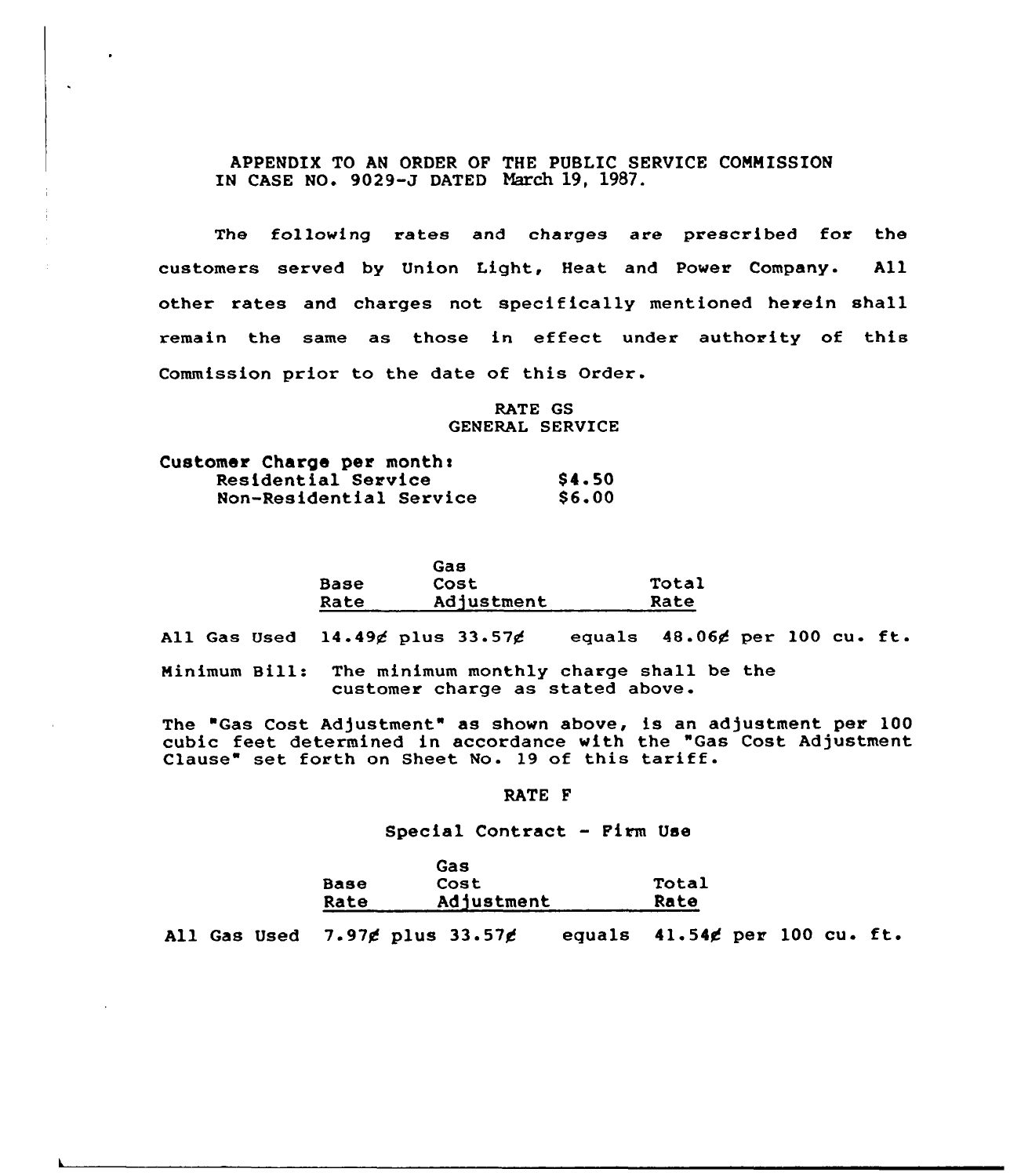APPENDIX TO AN ORDER OF THE PUBLIC SERVICE COMMISSION IN CASE NO. 9029-J DATED March 19, 1987.

The following rates and charges are prescribed for the customers served by Union Light, Heat and Power Company. All other rates and charges not specifically mentioned herein shall remain the same as those in effect under authority of this Commission prior to the date of this Order.

RATE GS
GENERAL SERVICE

Customer Charge per month:

| | |
|---|---|
| Residential Service | $4.50 |
| Non-Residential Service | $6.00 |

| | Base Rate | | Gas Cost Adjustment | | Total Rate | |
|---|---|---|---|---|---|---|
| All Gas Used | 14.49¢ | plus | 33.57¢ | equals | 48.06¢ | per 100 cu. ft. |

Minimum Bill: The minimum monthly charge shall be the customer charge as stated above.

The "Gas Cost Adjustment" as shown above, is an adjustment per 100 cubic feet determined in accordance with the "Gas Cost Adjustment Clause" set forth on Sheet No. 19 of this tariff.

RATE F

Special Contract - Firm Use

| | Base Rate | | Gas Cost Adjustment | | Total Rate | |
|---|---|---|---|---|---|---|
| All Gas Used | 7.97¢ | plus | 33.57¢ | equals | 41.54¢ | per 100 cu. ft. |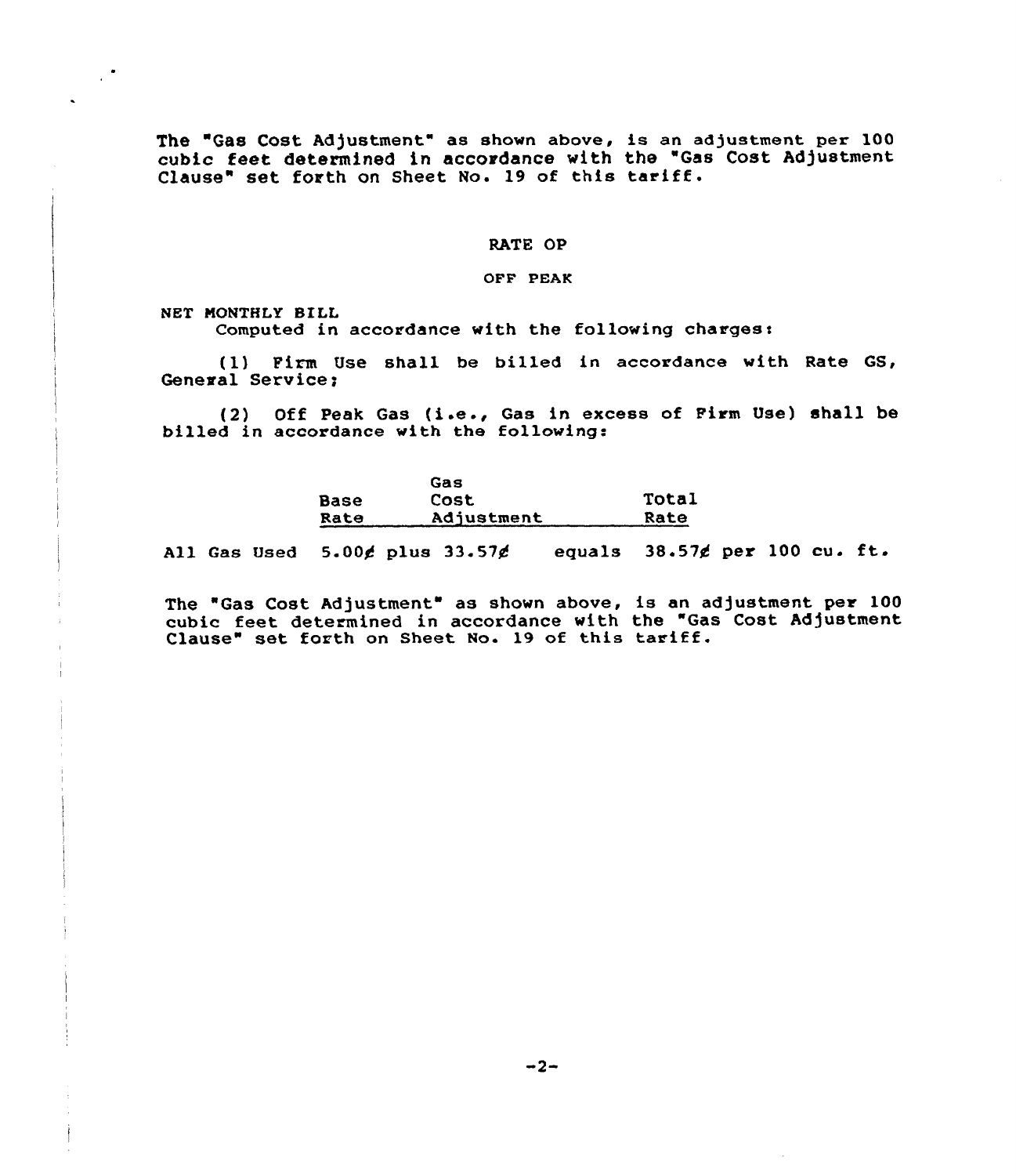The "Gas Cost Adjustment" as shown above, is an adjustment per 100 cubic feet determined in accordance with the "Gas Cost Adjustment Clause" set forth on Sheet No. 19 of this tariff.

RATE OP

OFF PEAK

NET MONTHLY BILL

Computed in accordance with the following charges:

(1) Firm Use shall be billed in accordance with Rate GS, General Service;

(2) Off Peak Gas (i.e., Gas in excess of Firm Use) shall be billed in accordance with the following:

| | Base Rate | | Gas Cost Adjustment | | Total Rate |
|---|---|---|---|---|---|
| All Gas Used | 5.00¢ | plus | 33.57¢ | equals | 38.57¢ per 100 cu. ft. |

The "Gas Cost Adjustment" as shown above, is an adjustment per 100 cubic feet determined in accordance with the "Gas Cost Adjustment Clause" set forth on Sheet No. 19 of this tariff.